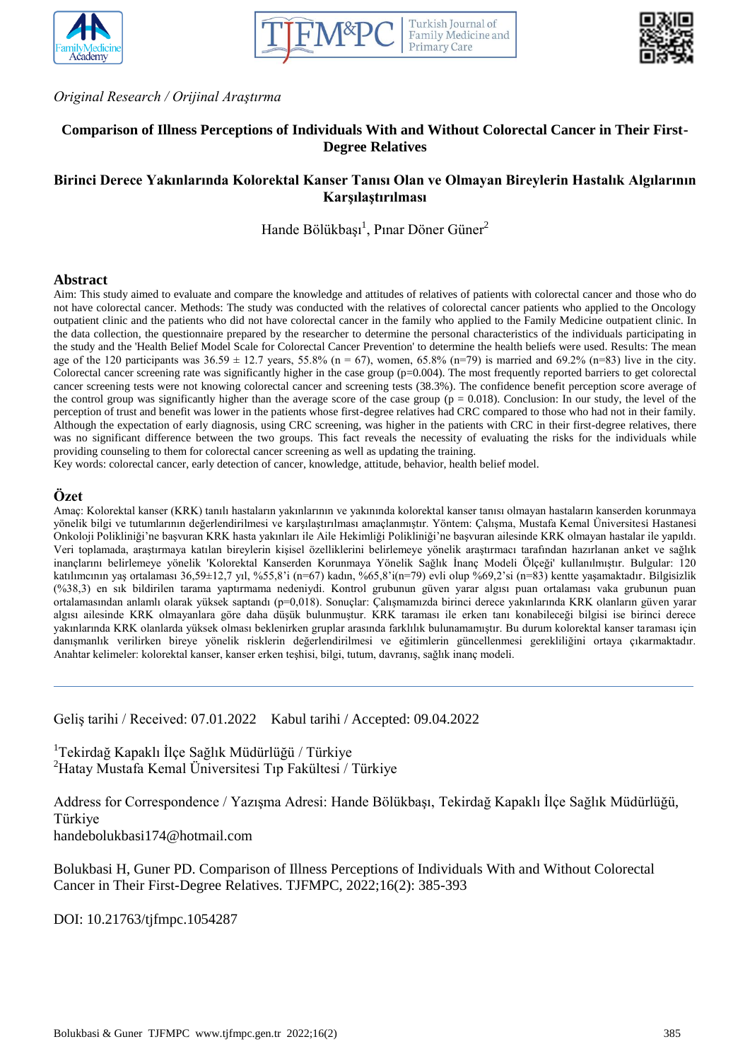*Original Research / Orijinal Araştırma*

# Comparison of Illness Perceptions of Individuals With and Without Colorectal Cancer in Their First-Degree Relatives

# Birinci Derece Yakınlarında Kolorektal Kanser Tanısı Olan ve Olmayan Bireylerin Hastalık Algılarının Karşılaştırılması

Hande Bölükbaşı[1], Pınar Döner Güner[2]

## Abstract

Aim: This study aimed to evaluate and compare the knowledge and attitudes of relatives of patients with colorectal cancer and those who do not have colorectal cancer. Methods: The study was conducted with the relatives of colorectal cancer patients who applied to the Oncology outpatient clinic and the patients who did not have colorectal cancer in the family who applied to the Family Medicine outpatient clinic. In the data collection, the questionnaire prepared by the researcher to determine the personal characteristics of the individuals participating in the study and the 'Health Belief Model Scale for Colorectal Cancer Prevention' to determine the health beliefs were used. Results: The mean age of the 120 participants was 36.59 ± 12.7 years, 55.8% (n = 67), women, 65.8% (n=79) is married and 69.2% (n=83) live in the city. Colorectal cancer screening rate was significantly higher in the case group (p=0.004). The most frequently reported barriers to get colorectal cancer screening tests were not knowing colorectal cancer and screening tests (38.3%). The confidence benefit perception score average of the control group was significantly higher than the average score of the case group (p = 0.018). Conclusion: In our study, the level of the perception of trust and benefit was lower in the patients whose first-degree relatives had CRC compared to those who had not in their family. Although the expectation of early diagnosis, using CRC screening, was higher in the patients with CRC in their first-degree relatives, there was no significant difference between the two groups. This fact reveals the necessity of evaluating the risks for the individuals while providing counseling to them for colorectal cancer screening as well as updating the training.

Key words: colorectal cancer, early detection of cancer, knowledge, attitude, behavior, health belief model.

## Özet

Amaç: Kolorektal kanser (KRK) tanılı hastaların yakınlarının ve yakınında kolorektal kanser tanısı olmayan hastaların kanserden korunmaya yönelik bilgi ve tutumlarının değerlendirilmesi ve karşılaştırılması amaçlanmıştır. Yöntem: Çalışma, Mustafa Kemal Üniversitesi Hastanesi Onkoloji Polikliniği'ne başvuran KRK hasta yakınları ile Aile Hekimliği Polikliniği'ne başvuran ailesinde KRK olmayan hastalar ile yapıldı. Veri toplamada, araştırmaya katılan bireylerin kişisel özelliklerini belirlemeye yönelik araştırmacı tarafından hazırlanan anket ve sağlık inançlarını belirlemeye yönelik 'Kolorektal Kanserden Korunmaya Yönelik Sağlık İnanç Modeli Ölçeği' kullanılmıştır. Bulgular: 120 katılımcının yaş ortalaması 36,59±12,7 yıl, %55,8'i (n=67) kadın, %65,8'i(n=79) evli olup %69,2'si (n=83) kentte yaşamaktadır. Bilgisizlik (%38,3) en sık bildirilen tarama yaptırmama nedeniydi. Kontrol grubunun güven yarar algısı puan ortalaması vaka grubunun puan ortalamasından anlamlı olarak yüksek saptandı (p=0,018). Sonuçlar: Çalışmamızda birinci derece yakınlarında KRK olanların güven yarar algısı ailesinde KRK olmayanlara göre daha düşük bulunmuştur. KRK taraması ile erken tanı konabileceği bilgisi ise birinci derece yakınlarında KRK olanlarda yüksek olması beklenirken gruplar arasında farklılık bulunamamıştır. Bu durum kolorektal kanser taraması için danışmanlık verilirken bireye yönelik risklerin değerlendirilmesi ve eğitimlerin güncellenmesi gerekliliğini ortaya çıkarmaktadır.

Anahtar kelimeler: kolorektal kanser, kanser erken teşhisi, bilgi, tutum, davranış, sağlık inanç modeli.

---

Geliş tarihi / Received: 07.01.2022 Kabul tarihi / Accepted: 09.04.2022

[1]Tekirdağ Kapaklı İlçe Sağlık Müdürlüğü / Türkiye
[2]Hatay Mustafa Kemal Üniversitesi Tıp Fakültesi / Türkiye

Address for Correspondence / Yazışma Adresi: Hande Bölükbaşı, Tekirdağ Kapaklı İlçe Sağlık Müdürlüğü, Türkiye
handebolukbasi174@hotmail.com

Bolukbasi H, Guner PD. Comparison of Illness Perceptions of Individuals With and Without Colorectal Cancer in Their First-Degree Relatives. TJFMPC, 2022;16(2): 385-393

DOI: 10.21763/tjfmpc.1054287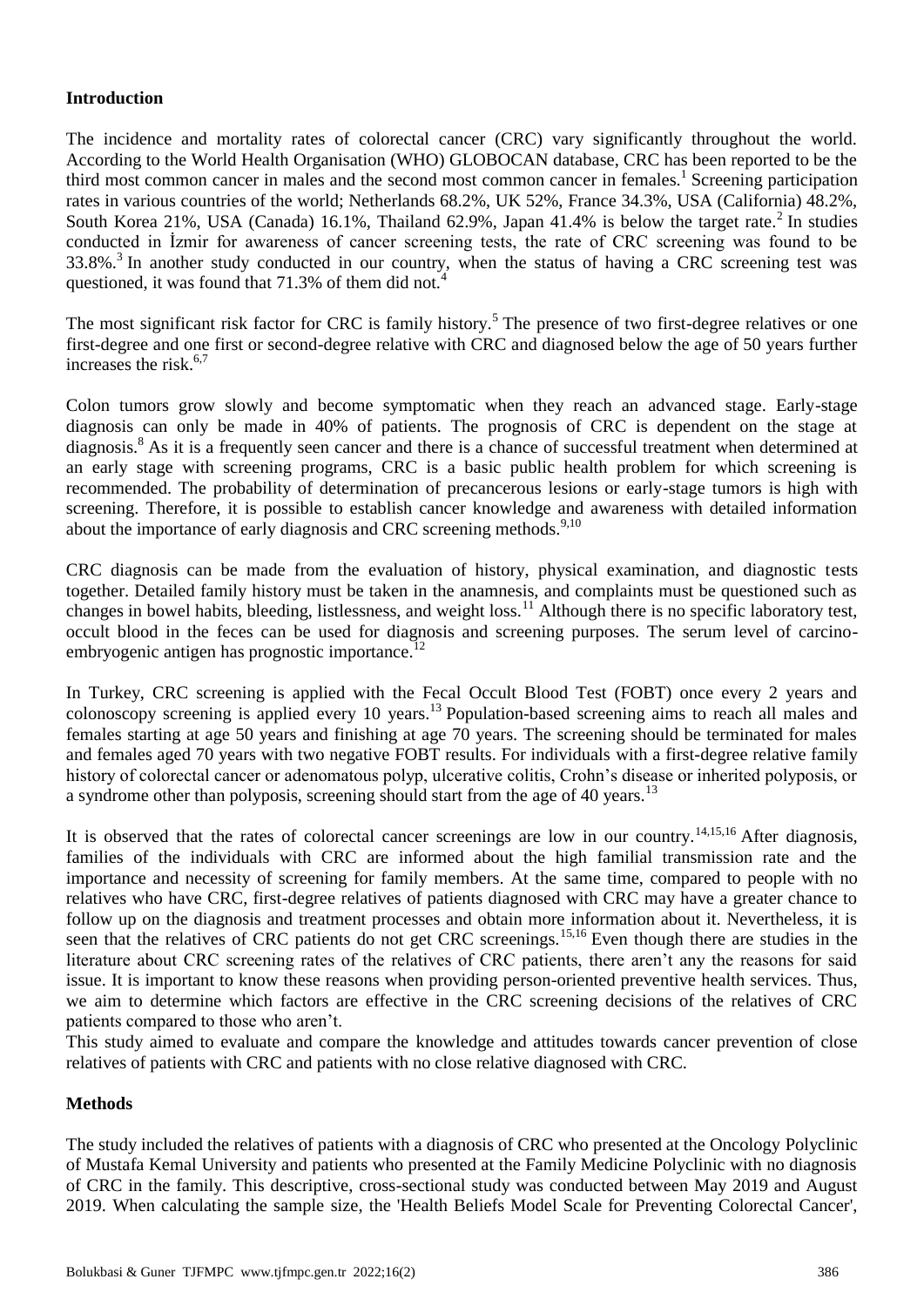## Introduction

The incidence and mortality rates of colorectal cancer (CRC) vary significantly throughout the world. According to the World Health Organisation (WHO) GLOBOCAN database, CRC has been reported to be the third most common cancer in males and the second most common cancer in females.[1] Screening participation rates in various countries of the world; Netherlands 68.2%, UK 52%, France 34.3%, USA (California) 48.2%, South Korea 21%, USA (Canada) 16.1%, Thailand 62.9%, Japan 41.4% is below the target rate.[2] In studies conducted in İzmir for awareness of cancer screening tests, the rate of CRC screening was found to be 33.8%.[3] In another study conducted in our country, when the status of having a CRC screening test was questioned, it was found that 71.3% of them did not.[4]

The most significant risk factor for CRC is family history.[5] The presence of two first-degree relatives or one first-degree and one first or second-degree relative with CRC and diagnosed below the age of 50 years further increases the risk.[6,7]

Colon tumors grow slowly and become symptomatic when they reach an advanced stage. Early-stage diagnosis can only be made in 40% of patients. The prognosis of CRC is dependent on the stage at diagnosis.[8] As it is a frequently seen cancer and there is a chance of successful treatment when determined at an early stage with screening programs, CRC is a basic public health problem for which screening is recommended. The probability of determination of precancerous lesions or early-stage tumors is high with screening. Therefore, it is possible to establish cancer knowledge and awareness with detailed information about the importance of early diagnosis and CRC screening methods.[9,10]

CRC diagnosis can be made from the evaluation of history, physical examination, and diagnostic tests together. Detailed family history must be taken in the anamnesis, and complaints must be questioned such as changes in bowel habits, bleeding, listlessness, and weight loss.[11] Although there is no specific laboratory test, occult blood in the feces can be used for diagnosis and screening purposes. The serum level of carcino-embryogenic antigen has prognostic importance.[12]

In Turkey, CRC screening is applied with the Fecal Occult Blood Test (FOBT) once every 2 years and colonoscopy screening is applied every 10 years.[13] Population-based screening aims to reach all males and females starting at age 50 years and finishing at age 70 years. The screening should be terminated for males and females aged 70 years with two negative FOBT results. For individuals with a first-degree relative family history of colorectal cancer or adenomatous polyp, ulcerative colitis, Crohn's disease or inherited polyposis, or a syndrome other than polyposis, screening should start from the age of 40 years.[13]

It is observed that the rates of colorectal cancer screenings are low in our country.[14,15,16] After diagnosis, families of the individuals with CRC are informed about the high familial transmission rate and the importance and necessity of screening for family members. At the same time, compared to people with no relatives who have CRC, first-degree relatives of patients diagnosed with CRC may have a greater chance to follow up on the diagnosis and treatment processes and obtain more information about it. Nevertheless, it is seen that the relatives of CRC patients do not get CRC screenings.[15,16] Even though there are studies in the literature about CRC screening rates of the relatives of CRC patients, there aren't any the reasons for said issue. It is important to know these reasons when providing person-oriented preventive health services. Thus, we aim to determine which factors are effective in the CRC screening decisions of the relatives of CRC patients compared to those who aren't.

This study aimed to evaluate and compare the knowledge and attitudes towards cancer prevention of close relatives of patients with CRC and patients with no close relative diagnosed with CRC.

## Methods

The study included the relatives of patients with a diagnosis of CRC who presented at the Oncology Polyclinic of Mustafa Kemal University and patients who presented at the Family Medicine Polyclinic with no diagnosis of CRC in the family. This descriptive, cross-sectional study was conducted between May 2019 and August 2019. When calculating the sample size, the 'Health Beliefs Model Scale for Preventing Colorectal Cancer',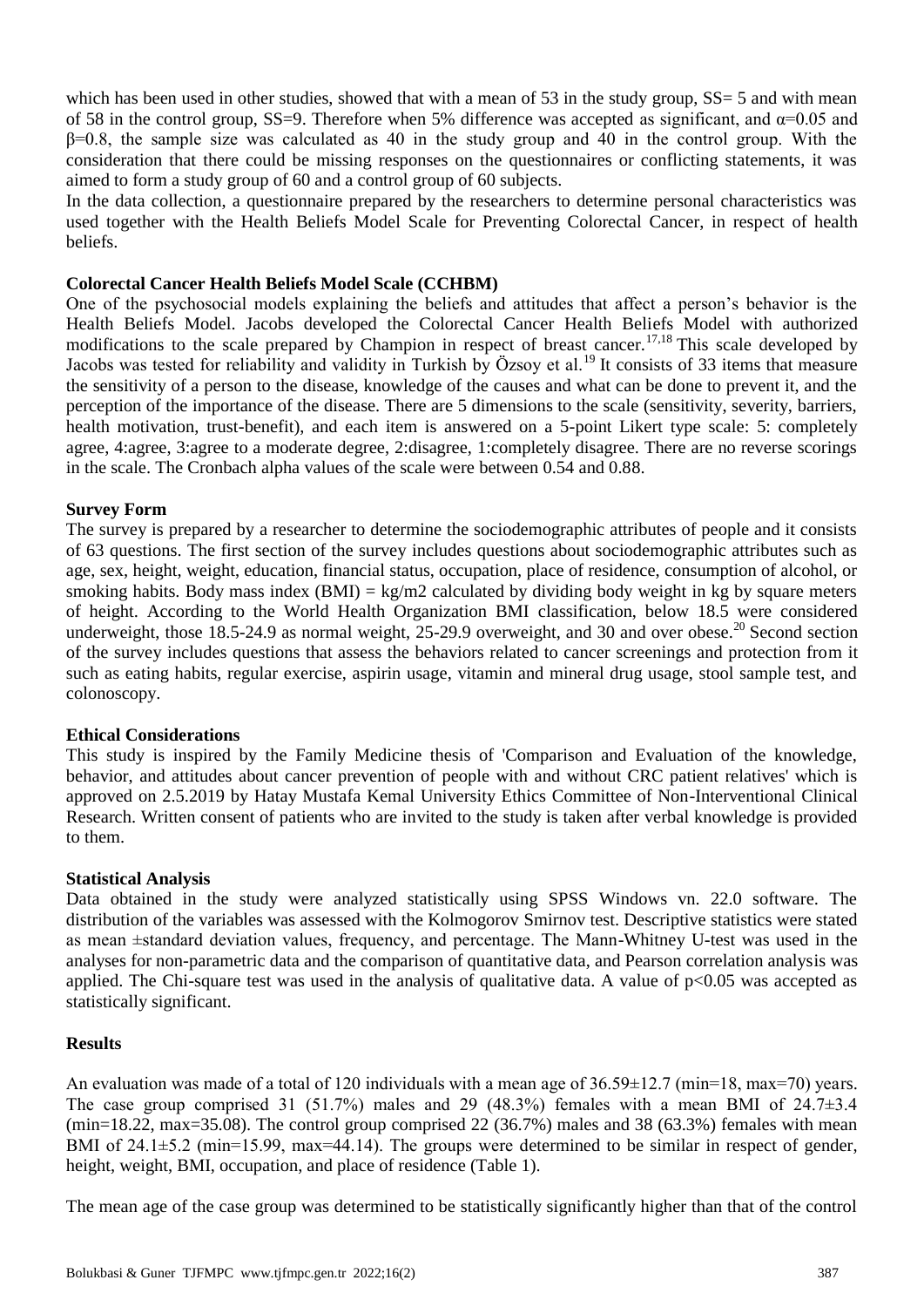which has been used in other studies, showed that with a mean of 53 in the study group, SS= 5 and with mean of 58 in the control group, SS=9. Therefore when 5% difference was accepted as significant, and $\alpha$=0.05 and $\beta$=0.8, the sample size was calculated as 40 in the study group and 40 in the control group. With the consideration that there could be missing responses on the questionnaires or conflicting statements, it was aimed to form a study group of 60 and a control group of 60 subjects.

In the data collection, a questionnaire prepared by the researchers to determine personal characteristics was used together with the Health Beliefs Model Scale for Preventing Colorectal Cancer, in respect of health beliefs.

**Colorectal Cancer Health Beliefs Model Scale (CCHBM)**

One of the psychosocial models explaining the beliefs and attitudes that affect a person's behavior is the Health Beliefs Model. Jacobs developed the Colorectal Cancer Health Beliefs Model with authorized modifications to the scale prepared by Champion in respect of breast cancer.[17,18] This scale developed by Jacobs was tested for reliability and validity in Turkish by Özsoy et al.[19] It consists of 33 items that measure the sensitivity of a person to the disease, knowledge of the causes and what can be done to prevent it, and the perception of the importance of the disease. There are 5 dimensions to the scale (sensitivity, severity, barriers, health motivation, trust-benefit), and each item is answered on a 5-point Likert type scale: 5: completely agree, 4:agree, 3:agree to a moderate degree, 2:disagree, 1:completely disagree. There are no reverse scorings in the scale. The Cronbach alpha values of the scale were between 0.54 and 0.88.

**Survey Form**

The survey is prepared by a researcher to determine the sociodemographic attributes of people and it consists of 63 questions. The first section of the survey includes questions about sociodemographic attributes such as age, sex, height, weight, education, financial status, occupation, place of residence, consumption of alcohol, or smoking habits. Body mass index (BMI) = kg/m2 calculated by dividing body weight in kg by square meters of height. According to the World Health Organization BMI classification, below 18.5 were considered underweight, those 18.5-24.9 as normal weight, 25-29.9 overweight, and 30 and over obese.[20] Second section of the survey includes questions that assess the behaviors related to cancer screenings and protection from it such as eating habits, regular exercise, aspirin usage, vitamin and mineral drug usage, stool sample test, and colonoscopy.

**Ethical Considerations**

This study is inspired by the Family Medicine thesis of 'Comparison and Evaluation of the knowledge, behavior, and attitudes about cancer prevention of people with and without CRC patient relatives' which is approved on 2.5.2019 by Hatay Mustafa Kemal University Ethics Committee of Non-Interventional Clinical Research. Written consent of patients who are invited to the study is taken after verbal knowledge is provided to them.

**Statistical Analysis**

Data obtained in the study were analyzed statistically using SPSS Windows vn. 22.0 software. The distribution of the variables was assessed with the Kolmogorov Smirnov test. Descriptive statistics were stated as mean ±standard deviation values, frequency, and percentage. The Mann-Whitney U-test was used in the analyses for non-parametric data and the comparison of quantitative data, and Pearson correlation analysis was applied. The Chi-square test was used in the analysis of qualitative data. A value of $p<0.05$ was accepted as statistically significant.

**Results**

An evaluation was made of a total of 120 individuals with a mean age of 36.59±12.7 (min=18, max=70) years. The case group comprised 31 (51.7%) males and 29 (48.3%) females with a mean BMI of 24.7±3.4 (min=18.22, max=35.08). The control group comprised 22 (36.7%) males and 38 (63.3%) females with mean BMI of 24.1±5.2 (min=15.99, max=44.14). The groups were determined to be similar in respect of gender, height, weight, BMI, occupation, and place of residence (Table 1).

The mean age of the case group was determined to be statistically significantly higher than that of the control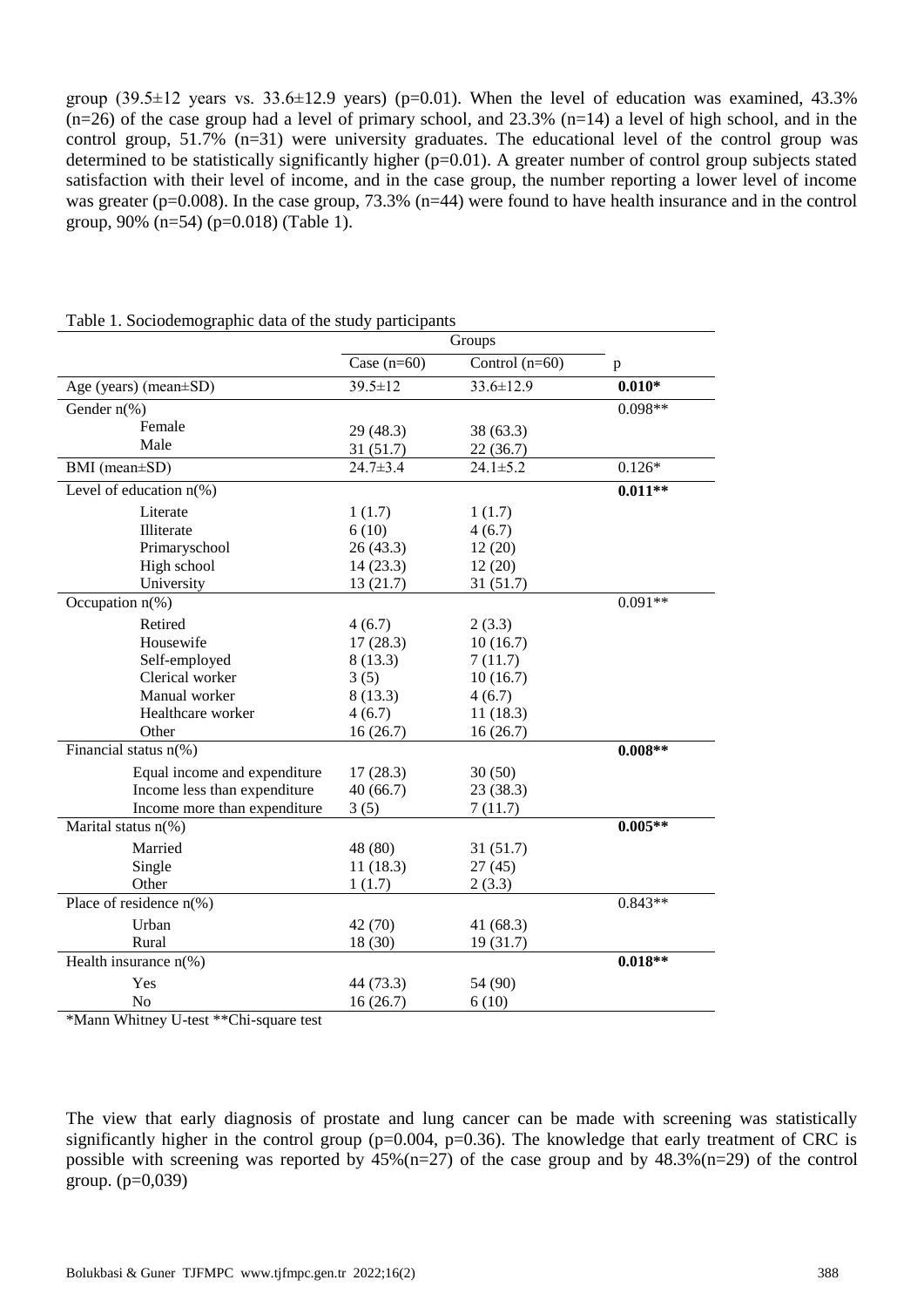group (39.5±12 years vs. 33.6±12.9 years) (p=0.01). When the level of education was examined, 43.3% (n=26) of the case group had a level of primary school, and 23.3% (n=14) a level of high school, and in the control group, 51.7% (n=31) were university graduates. The educational level of the control group was determined to be statistically significantly higher (p=0.01). A greater number of control group subjects stated satisfaction with their level of income, and in the case group, the number reporting a lower level of income was greater (p=0.008). In the case group, 73.3% (n=44) were found to have health insurance and in the control group, 90% (n=54) (p=0.018) (Table 1).

Table 1. Sociodemographic data of the study participants

| | Groups | | |
|---|---|---|---|
| | Case (n=60) | Control (n=60) | p |
| Age (years) (mean±SD) | 39.5±12 | 33.6±12.9 | **0.010*** |
| Gender n(%) | | | 0.098** |
| Female | 29 (48.3) | 38 (63.3) | |
| Male | 31 (51.7) | 22 (36.7) | |
| BMI (mean±SD) | 24.7±3.4 | 24.1±5.2 | 0.126* |
| Level of education n(%) | | | **0.011**** |
| Literate | 1 (1.7) | 1 (1.7) | |
| Illiterate | 6 (10) | 4 (6.7) | |
| Primaryschool | 26 (43.3) | 12 (20) | |
| High school | 14 (23.3) | 12 (20) | |
| University | 13 (21.7) | 31 (51.7) | |
| Occupation n(%) | | | 0.091** |
| Retired | 4 (6.7) | 2 (3.3) | |
| Housewife | 17 (28.3) | 10 (16.7) | |
| Self-employed | 8 (13.3) | 7 (11.7) | |
| Clerical worker | 3 (5) | 10 (16.7) | |
| Manual worker | 8 (13.3) | 4 (6.7) | |
| Healthcare worker | 4 (6.7) | 11 (18.3) | |
| Other | 16 (26.7) | 16 (26.7) | |
| Financial status n(%) | | | **0.008**** |
| Equal income and expenditure | 17 (28.3) | 30 (50) | |
| Income less than expenditure | 40 (66.7) | 23 (38.3) | |
| Income more than expenditure | 3 (5) | 7 (11.7) | |
| Marital status n(%) | | | **0.005**** |
| Married | 48 (80) | 31 (51.7) | |
| Single | 11 (18.3) | 27 (45) | |
| Other | 1 (1.7) | 2 (3.3) | |
| Place of residence n(%) | | | 0.843** |
| Urban | 42 (70) | 41 (68.3) | |
| Rural | 18 (30) | 19 (31.7) | |
| Health insurance n(%) | | | **0.018**** |
| Yes | 44 (73.3) | 54 (90) | |
| No | 16 (26.7) | 6 (10) | |

*Mann Whitney U-test **Chi-square test

The view that early diagnosis of prostate and lung cancer can be made with screening was statistically significantly higher in the control group (p=0.004, p=0.36). The knowledge that early treatment of CRC is possible with screening was reported by 45%(n=27) of the case group and by 48.3%(n=29) of the control group. (p=0,039)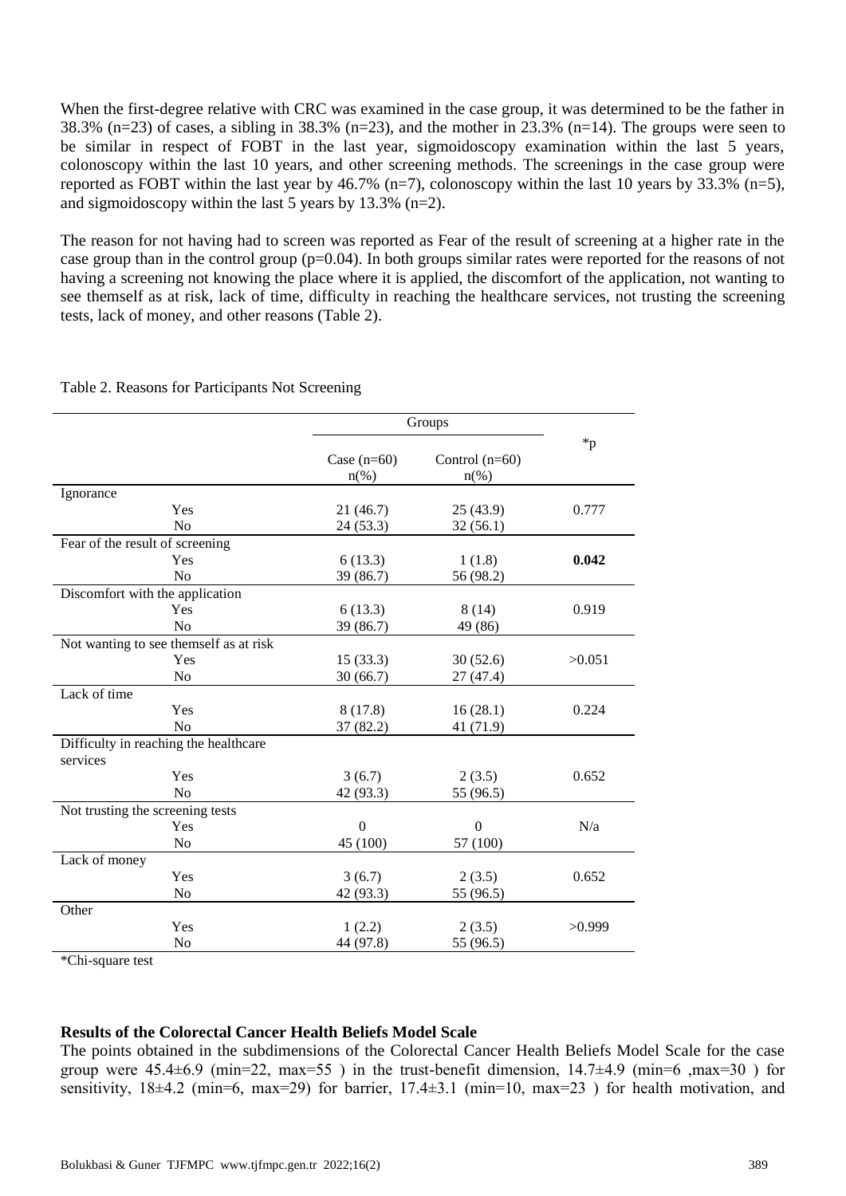When the first-degree relative with CRC was examined in the case group, it was determined to be the father in 38.3% (n=23) of cases, a sibling in 38.3% (n=23), and the mother in 23.3% (n=14). The groups were seen to be similar in respect of FOBT in the last year, sigmoidoscopy examination within the last 5 years, colonoscopy within the last 10 years, and other screening methods. The screenings in the case group were reported as FOBT within the last year by 46.7% (n=7), colonoscopy within the last 10 years by 33.3% (n=5), and sigmoidoscopy within the last 5 years by 13.3% (n=2).

The reason for not having had to screen was reported as Fear of the result of screening at a higher rate in the case group than in the control group (p=0.04). In both groups similar rates were reported for the reasons of not having a screening not knowing the place where it is applied, the discomfort of the application, not wanting to see themself as at risk, lack of time, difficulty in reaching the healthcare services, not trusting the screening tests, lack of money, and other reasons (Table 2).

Table 2. Reasons for Participants Not Screening

| | Groups | | *p |
|---|---|---|---|
| | Case (n=60) n(%) | Control (n=60) n(%) | |
| **Ignorance** | | | |
| Yes | 21 (46.7) | 25 (43.9) | 0.777 |
| No | 24 (53.3) | 32 (56.1) | |
| **Fear of the result of screening** | | | |
| Yes | 6 (13.3) | 1 (1.8) | **0.042** |
| No | 39 (86.7) | 56 (98.2) | |
| **Discomfort with the application** | | | |
| Yes | 6 (13.3) | 8 (14) | 0.919 |
| No | 39 (86.7) | 49 (86) | |
| **Not wanting to see themself as at risk** | | | |
| Yes | 15 (33.3) | 30 (52.6) | >0.051 |
| No | 30 (66.7) | 27 (47.4) | |
| **Lack of time** | | | |
| Yes | 8 (17.8) | 16 (28.1) | 0.224 |
| No | 37 (82.2) | 41 (71.9) | |
| **Difficulty in reaching the healthcare services** | | | |
| Yes | 3 (6.7) | 2 (3.5) | 0.652 |
| No | 42 (93.3) | 55 (96.5) | |
| **Not trusting the screening tests** | | | |
| Yes | 0 | 0 | N/a |
| No | 45 (100) | 57 (100) | |
| **Lack of money** | | | |
| Yes | 3 (6.7) | 2 (3.5) | 0.652 |
| No | 42 (93.3) | 55 (96.5) | |
| **Other** | | | |
| Yes | 1 (2.2) | 2 (3.5) | >0.999 |
| No | 44 (97.8) | 55 (96.5) | |

*Chi-square test

**Results of the Colorectal Cancer Health Beliefs Model Scale**

The points obtained in the subdimensions of the Colorectal Cancer Health Beliefs Model Scale for the case group were 45.4±6.9 (min=22, max=55 ) in the trust-benefit dimension, 14.7±4.9 (min=6 ,max=30 ) for sensitivity, 18±4.2 (min=6, max=29) for barrier, 17.4±3.1 (min=10, max=23 ) for health motivation, and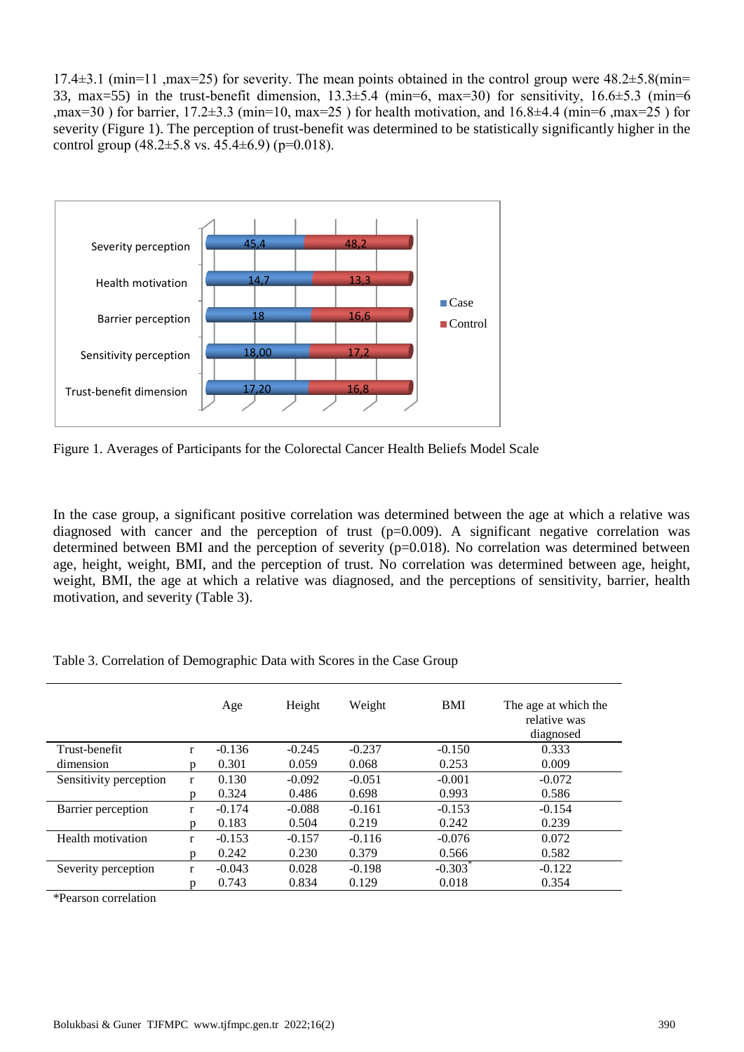17.4±3.1 (min=11 ,max=25) for severity. The mean points obtained in the control group were 48.2±5.8(min= 33, max=55) in the trust-benefit dimension, 13.3±5.4 (min=6, max=30) for sensitivity, 16.6±5.3 (min=6 ,max=30 ) for barrier, 17.2±3.3 (min=10, max=25 ) for health motivation, and 16.8±4.4 (min=6 ,max=25 ) for severity (Figure 1). The perception of trust-benefit was determined to be statistically significantly higher in the control group (48.2±5.8 vs. 45.4±6.9) (p=0.018).

Figure 1. Averages of Participants for the Colorectal Cancer Health Beliefs Model Scale

In the case group, a significant positive correlation was determined between the age at which a relative was diagnosed with cancer and the perception of trust (p=0.009). A significant negative correlation was determined between BMI and the perception of severity (p=0.018). No correlation was determined between age, height, weight, BMI, and the perception of trust. No correlation was determined between age, height, weight, BMI, the age at which a relative was diagnosed, and the perceptions of sensitivity, barrier, health motivation, and severity (Table 3).

Table 3. Correlation of Demographic Data with Scores in the Case Group

| | | Age | Height | Weight | BMI | The age at which the relative was diagnosed |
|---|---|---|---|---|---|---|
| Trust-benefit dimension | r | -0.136 | -0.245 | -0.237 | -0.150 | 0.333 |
| | p | 0.301 | 0.059 | 0.068 | 0.253 | 0.009 |
| Sensitivity perception | r | 0.130 | -0.092 | -0.051 | -0.001 | -0.072 |
| | p | 0.324 | 0.486 | 0.698 | 0.993 | 0.586 |
| Barrier perception | r | -0.174 | -0.088 | -0.161 | -0.153 | -0.154 |
| | p | 0.183 | 0.504 | 0.219 | 0.242 | 0.239 |
| Health motivation | r | -0.153 | -0.157 | -0.116 | -0.076 | 0.072 |
| | p | 0.242 | 0.230 | 0.379 | 0.566 | 0.582 |
| Severity perception | r | -0.043 | 0.028 | -0.198 | -0.303* | -0.122 |
| | p | 0.743 | 0.834 | 0.129 | 0.018 | 0.354 |

*Pearson correlation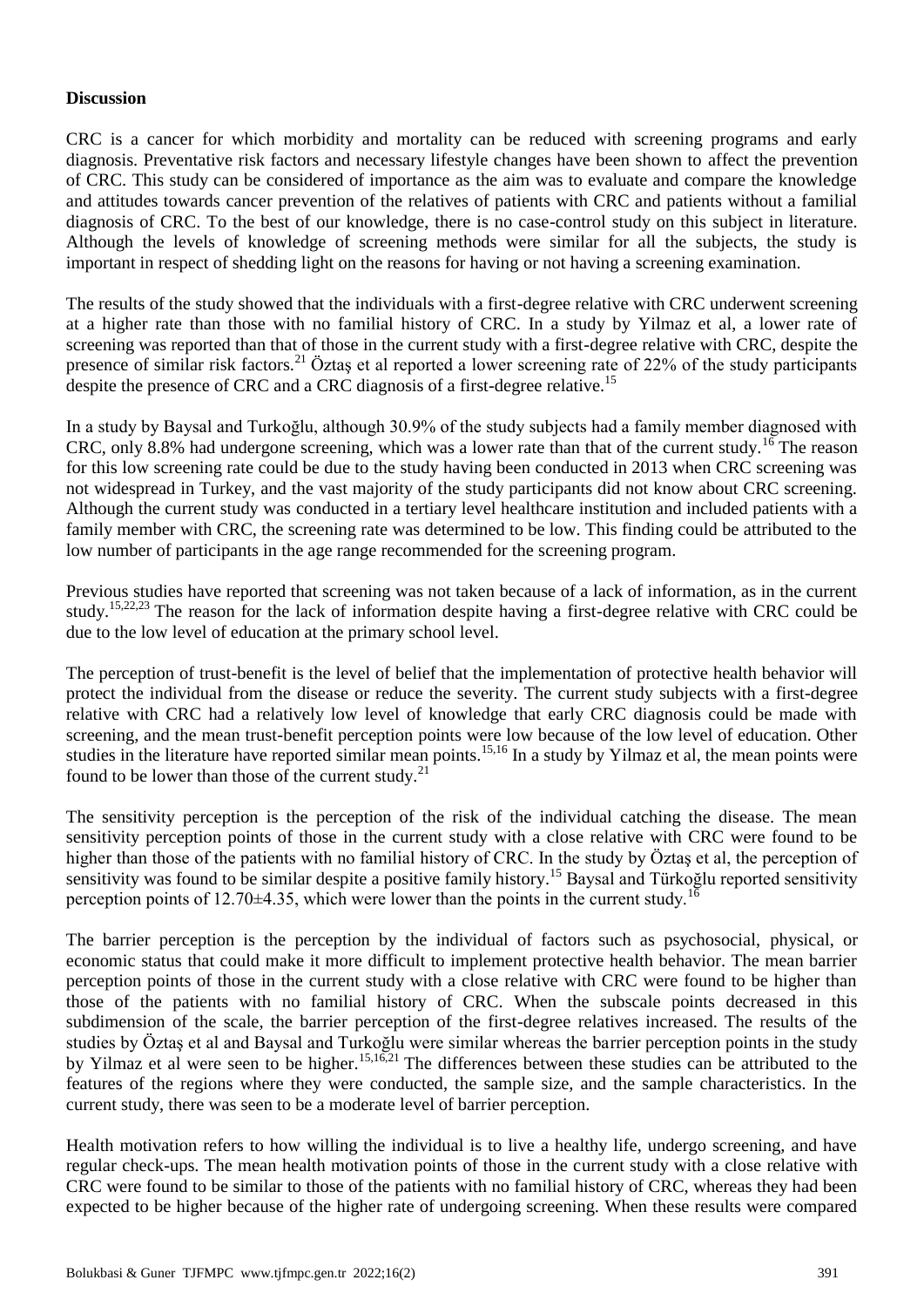## Discussion

CRC is a cancer for which morbidity and mortality can be reduced with screening programs and early diagnosis. Preventative risk factors and necessary lifestyle changes have been shown to affect the prevention of CRC. This study can be considered of importance as the aim was to evaluate and compare the knowledge and attitudes towards cancer prevention of the relatives of patients with CRC and patients without a familial diagnosis of CRC. To the best of our knowledge, there is no case-control study on this subject in literature. Although the levels of knowledge of screening methods were similar for all the subjects, the study is important in respect of shedding light on the reasons for having or not having a screening examination.

The results of the study showed that the individuals with a first-degree relative with CRC underwent screening at a higher rate than those with no familial history of CRC. In a study by Yilmaz et al, a lower rate of screening was reported than that of those in the current study with a first-degree relative with CRC, despite the presence of similar risk factors.[21] Öztaş et al reported a lower screening rate of 22% of the study participants despite the presence of CRC and a CRC diagnosis of a first-degree relative.[15]

In a study by Baysal and Turkoğlu, although 30.9% of the study subjects had a family member diagnosed with CRC, only 8.8% had undergone screening, which was a lower rate than that of the current study.[16] The reason for this low screening rate could be due to the study having been conducted in 2013 when CRC screening was not widespread in Turkey, and the vast majority of the study participants did not know about CRC screening. Although the current study was conducted in a tertiary level healthcare institution and included patients with a family member with CRC, the screening rate was determined to be low. This finding could be attributed to the low number of participants in the age range recommended for the screening program.

Previous studies have reported that screening was not taken because of a lack of information, as in the current study.[15,22,23] The reason for the lack of information despite having a first-degree relative with CRC could be due to the low level of education at the primary school level.

The perception of trust-benefit is the level of belief that the implementation of protective health behavior will protect the individual from the disease or reduce the severity. The current study subjects with a first-degree relative with CRC had a relatively low level of knowledge that early CRC diagnosis could be made with screening, and the mean trust-benefit perception points were low because of the low level of education. Other studies in the literature have reported similar mean points.[15,16] In a study by Yilmaz et al, the mean points were found to be lower than those of the current study.[21]

The sensitivity perception is the perception of the risk of the individual catching the disease. The mean sensitivity perception points of those in the current study with a close relative with CRC were found to be higher than those of the patients with no familial history of CRC. In the study by Öztaş et al, the perception of sensitivity was found to be similar despite a positive family history.[15] Baysal and Türkoğlu reported sensitivity perception points of 12.70±4.35, which were lower than the points in the current study.[16]

The barrier perception is the perception by the individual of factors such as psychosocial, physical, or economic status that could make it more difficult to implement protective health behavior. The mean barrier perception points of those in the current study with a close relative with CRC were found to be higher than those of the patients with no familial history of CRC. When the subscale points decreased in this subdimension of the scale, the barrier perception of the first-degree relatives increased. The results of the studies by Öztaş et al and Baysal and Turkoğlu were similar whereas the barrier perception points in the study by Yilmaz et al were seen to be higher.[15,16,21] The differences between these studies can be attributed to the features of the regions where they were conducted, the sample size, and the sample characteristics. In the current study, there was seen to be a moderate level of barrier perception.

Health motivation refers to how willing the individual is to live a healthy life, undergo screening, and have regular check-ups. The mean health motivation points of those in the current study with a close relative with CRC were found to be similar to those of the patients with no familial history of CRC, whereas they had been expected to be higher because of the higher rate of undergoing screening. When these results were compared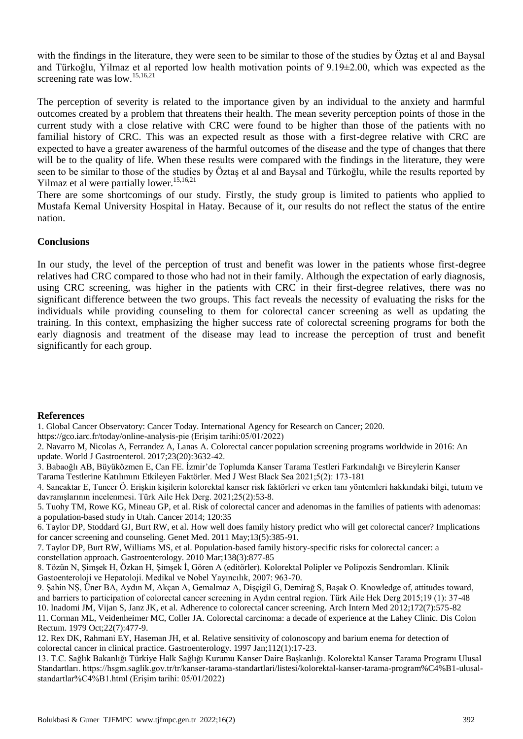with the findings in the literature, they were seen to be similar to those of the studies by Öztaş et al and Baysal and Türkoğlu, Yilmaz et al reported low health motivation points of 9.19±2.00, which was expected as the screening rate was low.[15,16,21]

The perception of severity is related to the importance given by an individual to the anxiety and harmful outcomes created by a problem that threatens their health. The mean severity perception points of those in the current study with a close relative with CRC were found to be higher than those of the patients with no familial history of CRC. This was an expected result as those with a first-degree relative with CRC are expected to have a greater awareness of the harmful outcomes of the disease and the type of changes that there will be to the quality of life. When these results were compared with the findings in the literature, they were seen to be similar to those of the studies by Öztaş et al and Baysal and Türkoğlu, while the results reported by Yilmaz et al were partially lower.[15,16,21]

There are some shortcomings of our study. Firstly, the study group is limited to patients who applied to Mustafa Kemal University Hospital in Hatay. Because of it, our results do not reflect the status of the entire nation.

## Conclusions

In our study, the level of the perception of trust and benefit was lower in the patients whose first-degree relatives had CRC compared to those who had not in their family. Although the expectation of early diagnosis, using CRC screening, was higher in the patients with CRC in their first-degree relatives, there was no significant difference between the two groups. This fact reveals the necessity of evaluating the risks for the individuals while providing counseling to them for colorectal cancer screening as well as updating the training. In this context, emphasizing the higher success rate of colorectal screening programs for both the early diagnosis and treatment of the disease may lead to increase the perception of trust and benefit significantly for each group.

## References

1. Global Cancer Observatory: Cancer Today. International Agency for Research on Cancer; 2020. https://gco.iarc.fr/today/online-analysis-pie (Erişim tarihi:05/01/2022)
2. Navarro M, Nicolas A, Ferrandez A, Lanas A. Colorectal cancer population screening programs worldwide in 2016: An update. World J Gastroenterol. 2017;23(20):3632-42.
3. Babaoğlı AB, Büyüközmen E, Can FE. İzmir'de Toplumda Kanser Tarama Testleri Farkındalığı ve Bireylerin Kanser Tarama Testlerine Katılımını Etkileyen Faktörler. Med J West Black Sea 2021;5(2): 173-181
4. Sancaktar E, Tuncer Ö. Erişkin kişilerin kolorektal kanser risk faktörleri ve erken tanı yöntemleri hakkındaki bilgi, tutum ve davranışlarının incelenmesi. Türk Aile Hek Derg. 2021;25(2):53-8.
5. Tuohy TM, Rowe KG, Mineau GP, et al. Risk of colorectal cancer and adenomas in the families of patients with adenomas: a population-based study in Utah. Cancer 2014; 120:35
6. Taylor DP, Stoddard GJ, Burt RW, et al. How well does family history predict who will get colorectal cancer? Implications for cancer screening and counseling. Genet Med. 2011 May;13(5):385-91.
7. Taylor DP, Burt RW, Williams MS, et al. Population-based family history-specific risks for colorectal cancer: a constellation approach. Gastroenterology. 2010 Mar;138(3):877-85
8. Tözün N, Şimşek H, Özkan H, Şimşek İ, Gören A (editörler). Kolorektal Polipler ve Polipozis Sendromları. Klinik Gastoenteroloji ve Hepatoloji. Medikal ve Nobel Yayıncılık, 2007: 963-70.
9. Şahin NŞ, Üner BA, Aydın M, Akçan A, Gemalmaz A, Dişçigil G, Demirağ S, Başak O. Knowledge of, attitudes toward, and barriers to participation of colorectal cancer screening in Aydın central region. Türk Aile Hek Derg 2015;19 (1): 37-48
10. Inadomi JM, Vijan S, Janz JK, et al. Adherence to colorectal cancer screening. Arch Intern Med 2012;172(7):575-82
11. Corman ML, Veidenheimer MC, Coller JA. Colorectal carcinoma: a decade of experience at the Lahey Clinic. Dis Colon Rectum. 1979 Oct;22(7):477-9.
12. Rex DK, Rahmani EY, Haseman JH, et al. Relative sensitivity of colonoscopy and barium enema for detection of colorectal cancer in clinical practice. Gastroenterology. 1997 Jan;112(1):17-23.
13. T.C. Sağlık Bakanlığı Türkiye Halk Sağlığı Kurumu Kanser Daire Başkanlığı. Kolorektal Kanser Tarama Programı Ulusal Standartları. https://hsgm.saglik.gov.tr/tr/kanser-tarama-standartlari/listesi/kolorektal-kanser-tarama-program%C4%B1-ulusal-standartlar%C4%B1.html (Erişim tarihi: 05/01/2022)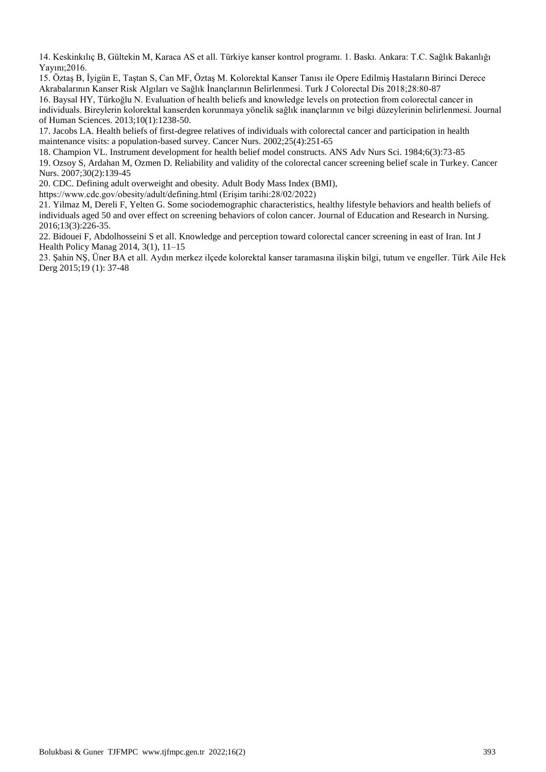14. Keskinkılıç B, Gültekin M, Karaca AS et all. Türkiye kanser kontrol programı. 1. Baskı. Ankara: T.C. Sağlık Bakanlığı Yayını;2016.

15. Öztaş B, İyigün E, Taştan S, Can MF, Öztaş M. Kolorektal Kanser Tanısı ile Opere Edilmiş Hastaların Birinci Derece Akrabalarının Kanser Risk Algıları ve Sağlık İnançlarının Belirlenmesi. Turk J Colorectal Dis 2018;28:80-87

16. Baysal HY, Türkoğlu N. Evaluation of health beliefs and knowledge levels on protection from colorectal cancer in individuals. Bireylerin kolorektal kanserden korunmaya yönelik sağlık inançlarının ve bilgi düzeylerinin belirlenmesi. Journal of Human Sciences. 2013;10(1):1238-50.

17. Jacobs LA. Health beliefs of first-degree relatives of individuals with colorectal cancer and participation in health maintenance visits: a population-based survey. Cancer Nurs. 2002;25(4):251-65

18. Champion VL. Instrument development for health belief model constructs. ANS Adv Nurs Sci. 1984;6(3):73-85

19. Ozsoy S, Ardahan M, Ozmen D. Reliability and validity of the colorectal cancer screening belief scale in Turkey. Cancer Nurs. 2007;30(2):139-45

20. CDC. Defining adult overweight and obesity. Adult Body Mass Index (BMI), https://www.cdc.gov/obesity/adult/defining.html (Erişim tarihi:28/02/2022)

21. Yilmaz M, Dereli F, Yelten G. Some sociodemographic characteristics, healthy lifestyle behaviors and health beliefs of individuals aged 50 and over effect on screening behaviors of colon cancer. Journal of Education and Research in Nursing. 2016;13(3):226-35.

22. Bidouei F, Abdolhosseini S et all. Knowledge and perception toward colorectal cancer screening in east of Iran. Int J Health Policy Manag 2014, 3(1), 11–15

23. Şahin NŞ, Üner BA et all. Aydın merkez ilçede kolorektal kanser taramasına ilişkin bilgi, tutum ve engeller. Türk Aile Hek Derg 2015;19 (1): 37-48